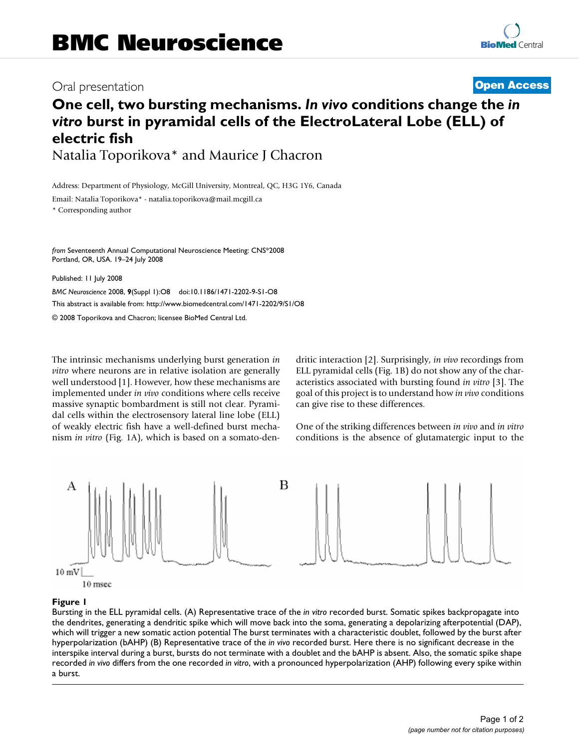BMC Neuroscience

Oral presentation

Open Access

# One cell, two bursting mechanisms. *In vivo* conditions change the *in vitro* burst in pyramidal cells of the ElectroLateral Lobe (ELL) of electric fish

Natalia Toporikova* and Maurice J Chacron

Address: Department of Physiology, McGill University, Montreal, QC, H3G 1Y6, Canada

Email: Natalia Toporikova* - natalia.toporikova@mail.mcgill.ca

\* Corresponding author

*from* Seventeenth Annual Computational Neuroscience Meeting: CNS*2008
Portland, OR, USA. 19–24 July 2008

Published: 11 July 2008

*BMC Neuroscience* 2008, **9**(Suppl 1):O8 doi:10.1186/1471-2202-9-S1-O8

This abstract is available from: http://www.biomedcentral.com/1471-2202/9/S1/O8

© 2008 Toporikova and Chacron; licensee BioMed Central Ltd.

The intrinsic mechanisms underlying burst generation *in vitro* where neurons are in relative isolation are generally well understood [1]. However, how these mechanisms are implemented under *in vivo* conditions where cells receive massive synaptic bombardment is still not clear. Pyramidal cells within the electrosensory lateral line lobe (ELL) of weakly electric fish have a well-defined burst mechanism *in vitro* (Fig. 1A), which is based on a somato-dendritic interaction [2]. Surprisingly, *in vivo* recordings from ELL pyramidal cells (Fig. 1B) do not show any of the characteristics associated with bursting found *in vitro* [3]. The goal of this project is to understand how *in vivo* conditions can give rise to these differences.

One of the striking differences between *in vivo* and *in vitro* conditions is the absence of glutamatergic input to the

**Figure 1**
Bursting in the ELL pyramidal cells. (A) Representative trace of the *in vitro* recorded burst. Somatic spikes backpropagate into the dendrites, generating a dendritic spike which will move back into the soma, generating a depolarizing afterpotential (DAP), which will trigger a new somatic action potential The burst terminates with a characteristic doublet, followed by the burst after hyperpolarization (bAHP) (B) Representative trace of the *in vivo* recorded burst. Here there is no significant decrease in the interspike interval during a burst, bursts do not terminate with a doublet and the bAHP is absent. Also, the somatic spike shape recorded *in vivo* differs from the one recorded *in vitro*, with a pronounced hyperpolarization (AHP) following every spike within a burst.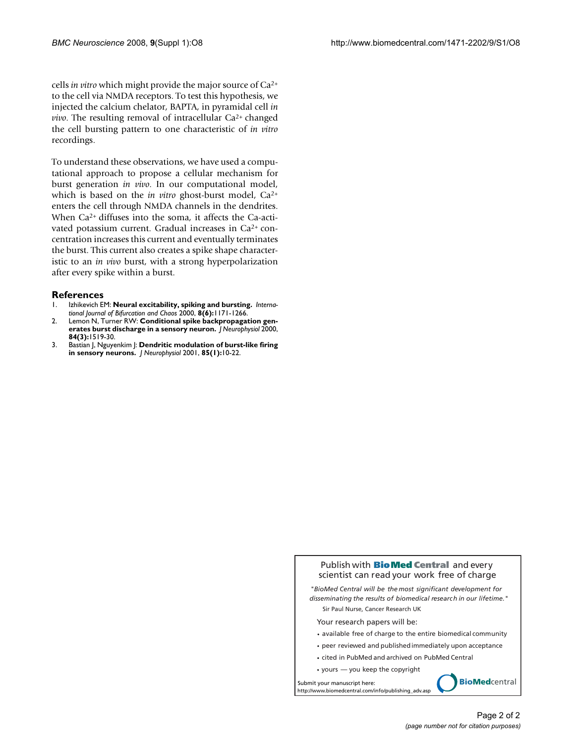cells *in vitro* which might provide the major source of $Ca^{2+}$ to the cell via NMDA receptors. To test this hypothesis, we injected the calcium chelator, BAPTA, in pyramidal cell *in vivo*. The resulting removal of intracellular $Ca^{2+}$ changed the cell bursting pattern to one characteristic of *in vitro* recordings.

To understand these observations, we have used a computational approach to propose a cellular mechanism for burst generation *in vivo*. In our computational model, which is based on the *in vitro* ghost-burst model, $Ca^{2+}$ enters the cell through NMDA channels in the dendrites. When $Ca^{2+}$ diffuses into the soma, it affects the Ca-activated potassium current. Gradual increases in $Ca^{2+}$ concentration increases this current and eventually terminates the burst. This current also creates a spike shape characteristic to an *in vivo* burst, with a strong hyperpolarization after every spike within a burst.

## References

1. Izhikevich EM: **Neural excitability, spiking and bursting.** *International Journal of Bifurcation and Chaos* 2000, **8(6):**1171-1266.
2. Lemon N, Turner RW: **Conditional spike backpropagation generates burst discharge in a sensory neuron.** *J Neurophysiol* 2000, **84(3):**1519-30.
3. Bastian J, Nguyenkim J: **Dendritic modulation of burst-like firing in sensory neurons.** *J Neurophysiol* 2001, **85(1):**10-22.

Publish with **BioMed Central** and every scientist can read your work free of charge

*"BioMed Central will be the most significant development for disseminating the results of biomedical research in our lifetime."*

Sir Paul Nurse, Cancer Research UK

Your research papers will be:

- available free of charge to the entire biomedical community
- peer reviewed and published immediately upon acceptance
- cited in PubMed and archived on PubMed Central
- yours — you keep the copyright

Submit your manuscript here:
http://www.biomedcentral.com/info/publishing_adv.asp

BioMedcentral